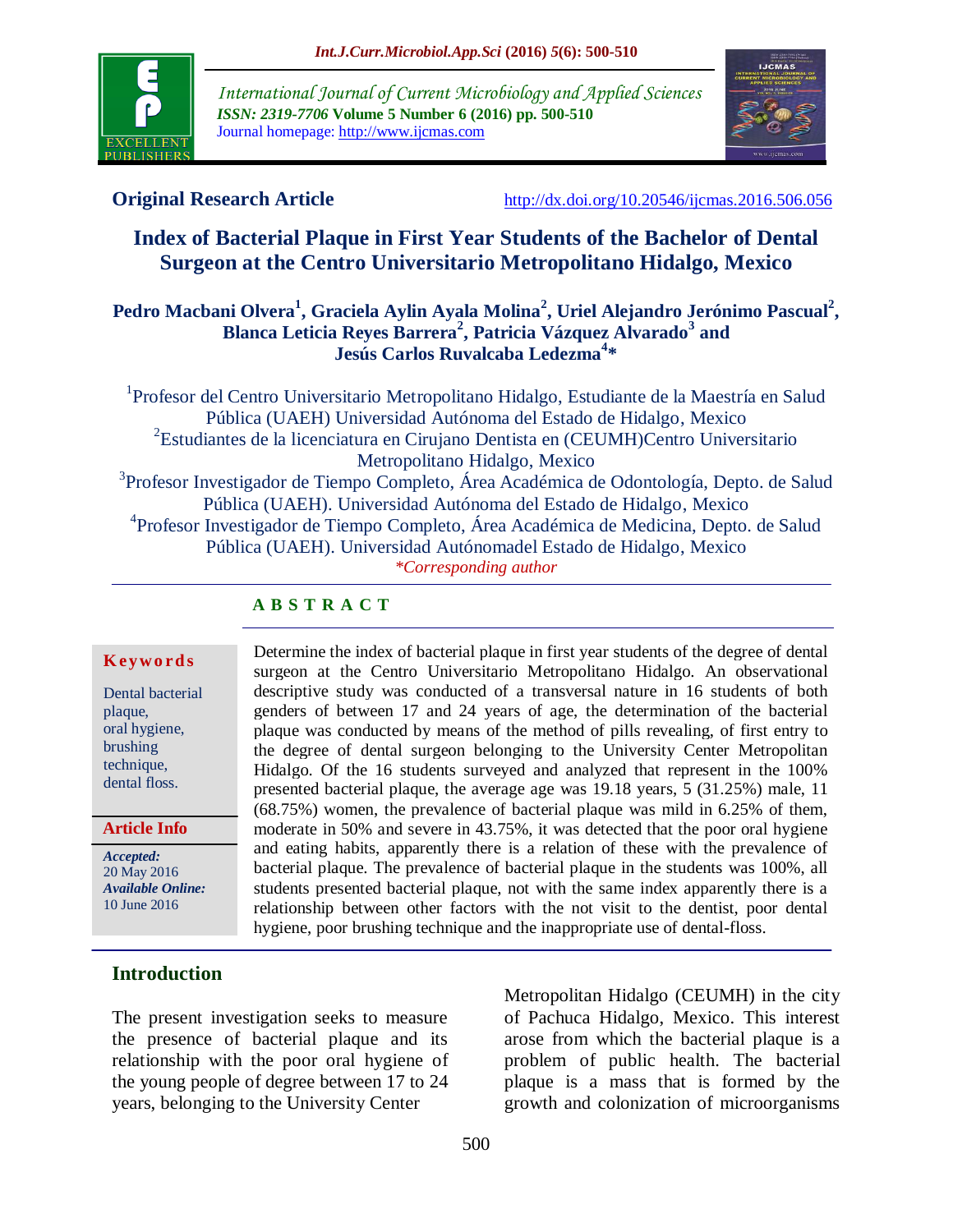Original Research Article

http://dx.doi.org/10.20546/ijcmas.2016.506.056

# Index of Bacterial Plaque in First Year Students of the Bachelor of Dental Surgeon at the Centro Universitario Metropolitano Hidalgo, Mexico

**Pedro Macbani Olvera[1], Graciela Aylin Ayala Molina[2], Uriel Alejandro Jerónimo Pascual[2], Blanca Leticia Reyes Barrera[2], Patricia Vázquez Alvarado[3] and Jesús Carlos Ruvalcaba Ledezma[4]***

[1]Profesor del Centro Universitario Metropolitano Hidalgo, Estudiante de la Maestría en Salud Pública (UAEH) Universidad Autónoma del Estado de Hidalgo, Mexico
[2]Estudiantes de la licenciatura en Cirujano Dentista en (CEUMH)Centro Universitario Metropolitano Hidalgo, Mexico
[3]Profesor Investigador de Tiempo Completo, Área Académica de Odontología, Depto. de Salud Pública (UAEH). Universidad Autónoma del Estado de Hidalgo, Mexico
[4]Profesor Investigador de Tiempo Completo, Área Académica de Medicina, Depto. de Salud Pública (UAEH). Universidad Autónomadel Estado de Hidalgo, Mexico
*Corresponding author*

## ABSTRACT

**Keywords**

Dental bacterial plaque, oral hygiene, brushing technique, dental floss.

**Article Info**

*Accepted:* 20 May 2016
*Available Online:* 10 June 2016

Determine the index of bacterial plaque in first year students of the degree of dental surgeon at the Centro Universitario Metropolitano Hidalgo. An observational descriptive study was conducted of a transversal nature in 16 students of both genders of between 17 and 24 years of age, the determination of the bacterial plaque was conducted by means of the method of pills revealing, of first entry to the degree of dental surgeon belonging to the University Center Metropolitan Hidalgo. Of the 16 students surveyed and analyzed that represent in the 100% presented bacterial plaque, the average age was 19.18 years, 5 (31.25%) male, 11 (68.75%) women, the prevalence of bacterial plaque was mild in 6.25% of them, moderate in 50% and severe in 43.75%, it was detected that the poor oral hygiene and eating habits, apparently there is a relation of these with the prevalence of bacterial plaque. The prevalence of bacterial plaque in the students was 100%, all students presented bacterial plaque, not with the same index apparently there is a relationship between other factors with the not visit to the dentist, poor dental hygiene, poor brushing technique and the inappropriate use of dental-floss.

## Introduction

The present investigation seeks to measure the presence of bacterial plaque and its relationship with the poor oral hygiene of the young people of degree between 17 to 24 years, belonging to the University Center Metropolitan Hidalgo (CEUMH) in the city of Pachuca Hidalgo, Mexico. This interest arose from which the bacterial plaque is a problem of public health. The bacterial plaque is a mass that is formed by the growth and colonization of microorganisms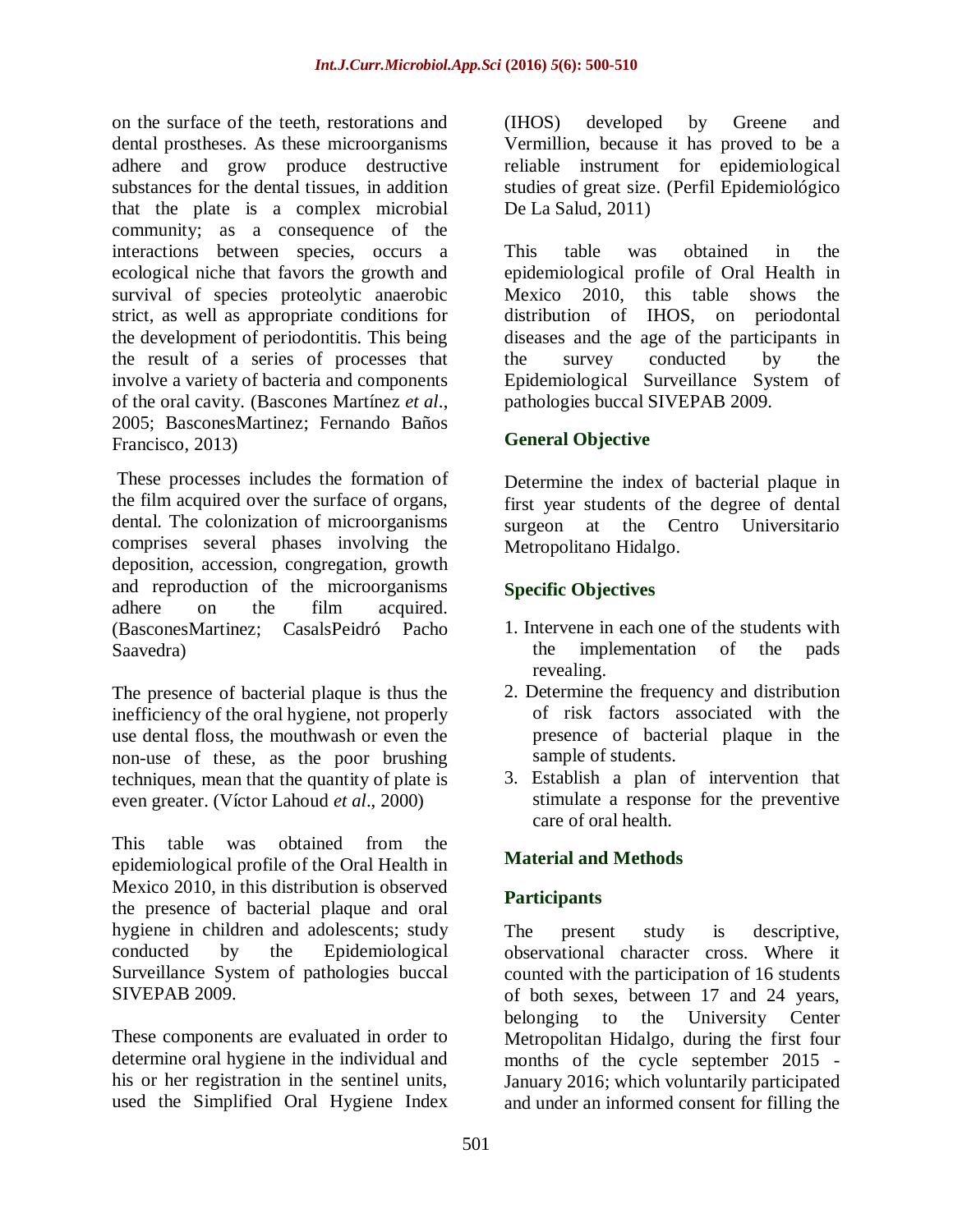on the surface of the teeth, restorations and dental prostheses. As these microorganisms adhere and grow produce destructive substances for the dental tissues, in addition that the plate is a complex microbial community; as a consequence of the interactions between species, occurs a ecological niche that favors the growth and survival of species proteolytic anaerobic strict, as well as appropriate conditions for the development of periodontitis. This being the result of a series of processes that involve a variety of bacteria and components of the oral cavity. (Bascones Martínez *et al*., 2005; BasconesMartinez; Fernando Baños Francisco, 2013)

These processes includes the formation of the film acquired over the surface of organs, dental. The colonization of microorganisms comprises several phases involving the deposition, accession, congregation, growth and reproduction of the microorganisms adhere on the film acquired. (BasconesMartinez; CasalsPeidró Pacho Saavedra)

The presence of bacterial plaque is thus the inefficiency of the oral hygiene, not properly use dental floss, the mouthwash or even the non-use of these, as the poor brushing techniques, mean that the quantity of plate is even greater. (Víctor Lahoud *et al*., 2000)

This table was obtained from the epidemiological profile of the Oral Health in Mexico 2010, in this distribution is observed the presence of bacterial plaque and oral hygiene in children and adolescents; study conducted by the Epidemiological Surveillance System of pathologies buccal SIVEPAB 2009.

These components are evaluated in order to determine oral hygiene in the individual and his or her registration in the sentinel units, used the Simplified Oral Hygiene Index (IHOS) developed by Greene and Vermillion, because it has proved to be a reliable instrument for epidemiological studies of great size. (Perfil Epidemiológico De La Salud, 2011)

This table was obtained in the epidemiological profile of Oral Health in Mexico 2010, this table shows the distribution of IHOS, on periodontal diseases and the age of the participants in the survey conducted by the Epidemiological Surveillance System of pathologies buccal SIVEPAB 2009.

## General Objective

Determine the index of bacterial plaque in first year students of the degree of dental surgeon at the Centro Universitario Metropolitano Hidalgo.

## Specific Objectives

1. Intervene in each one of the students with the implementation of the pads revealing.
2. Determine the frequency and distribution of risk factors associated with the presence of bacterial plaque in the sample of students.
3. Establish a plan of intervention that stimulate a response for the preventive care of oral health.

## Material and Methods

### Participants

The present study is descriptive, observational character cross. Where it counted with the participation of 16 students of both sexes, between 17 and 24 years, belonging to the University Center Metropolitan Hidalgo, during the first four months of the cycle september 2015 - January 2016; which voluntarily participated and under an informed consent for filling the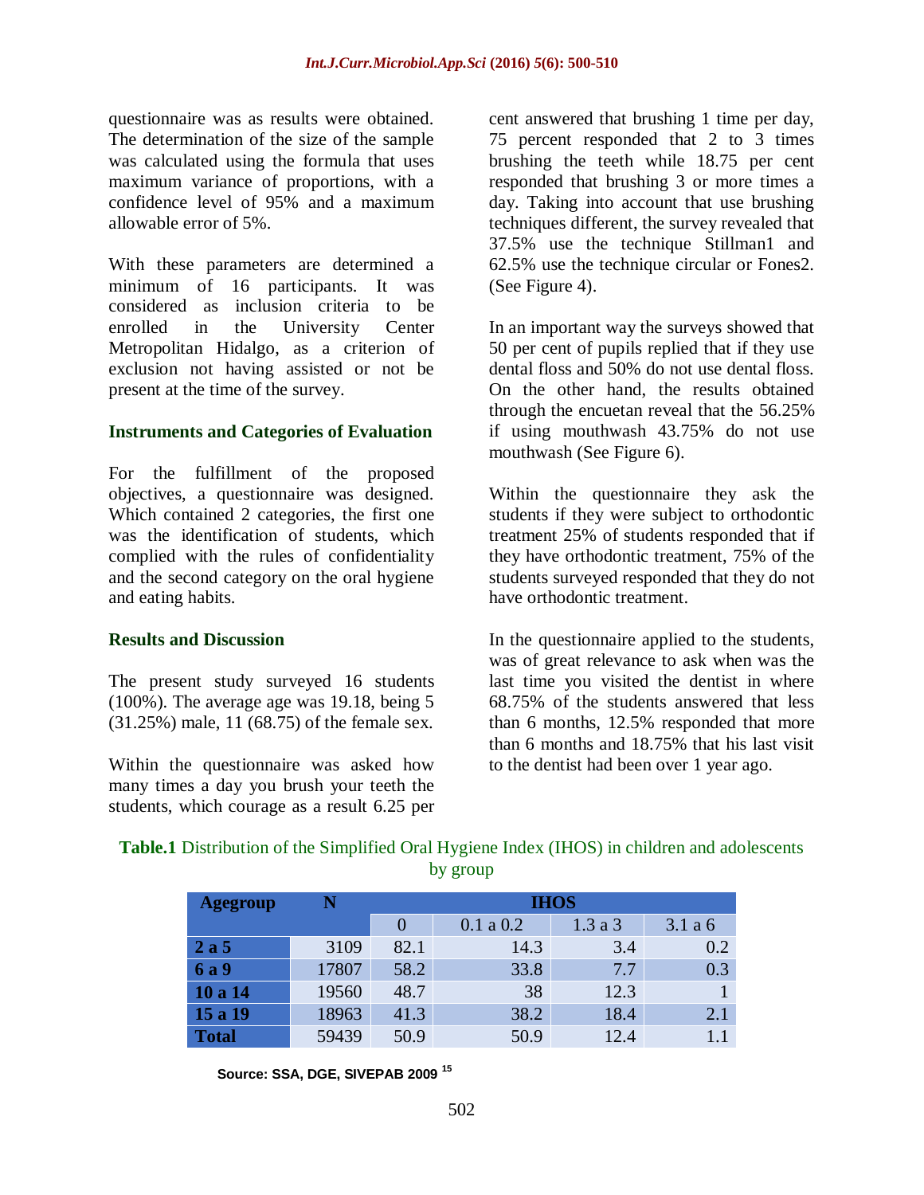questionnaire was as results were obtained. The determination of the size of the sample was calculated using the formula that uses maximum variance of proportions, with a confidence level of 95% and a maximum allowable error of 5%.

With these parameters are determined a minimum of 16 participants. It was considered as inclusion criteria to be enrolled in the University Center Metropolitan Hidalgo, as a criterion of exclusion not having assisted or not be present at the time of the survey.

### Instruments and Categories of Evaluation

For the fulfillment of the proposed objectives, a questionnaire was designed. Which contained 2 categories, the first one was the identification of students, which complied with the rules of confidentiality and the second category on the oral hygiene and eating habits.

### Results and Discussion

The present study surveyed 16 students (100%). The average age was 19.18, being 5 (31.25%) male, 11 (68.75) of the female sex.

Within the questionnaire was asked how many times a day you brush your teeth the students, which courage as a result 6.25 per cent answered that brushing 1 time per day, 75 percent responded that 2 to 3 times brushing the teeth while 18.75 per cent responded that brushing 3 or more times a day. Taking into account that use brushing techniques different, the survey revealed that 37.5% use the technique Stillman1 and 62.5% use the technique circular or Fones2. (See Figure 4).

In an important way the surveys showed that 50 per cent of pupils replied that if they use dental floss and 50% do not use dental floss. On the other hand, the results obtained through the encuetan reveal that the 56.25% if using mouthwash 43.75% do not use mouthwash (See Figure 6).

Within the questionnaire they ask the students if they were subject to orthodontic treatment 25% of students responded that if they have orthodontic treatment, 75% of the students surveyed responded that they do not have orthodontic treatment.

In the questionnaire applied to the students, was of great relevance to ask when was the last time you visited the dentist in where 68.75% of the students answered that less than 6 months, 12.5% responded that more than 6 months and 18.75% that his last visit to the dentist had been over 1 year ago.

**Table.1** Distribution of the Simplified Oral Hygiene Index (IHOS) in children and adolescents by group

| Agegroup | N | IHOS | | | |
|---|---|---|---|---|---|
| | | 0 | 0.1 a 0.2 | 1.3 a 3 | 3.1 a 6 |
| **2 a 5** | 3109 | 82.1 | 14.3 | 3.4 | 0.2 |
| **6 a 9** | 17807 | 58.2 | 33.8 | 7.7 | 0.3 |
| **10 a 14** | 19560 | 48.7 | 38 | 12.3 | 1 |
| **15 a 19** | 18963 | 41.3 | 38.2 | 18.4 | 2.1 |
| **Total** | 59439 | 50.9 | 50.9 | 12.4 | 1.1 |

**Source: SSA, DGE, SIVEPAB 2009 [15]**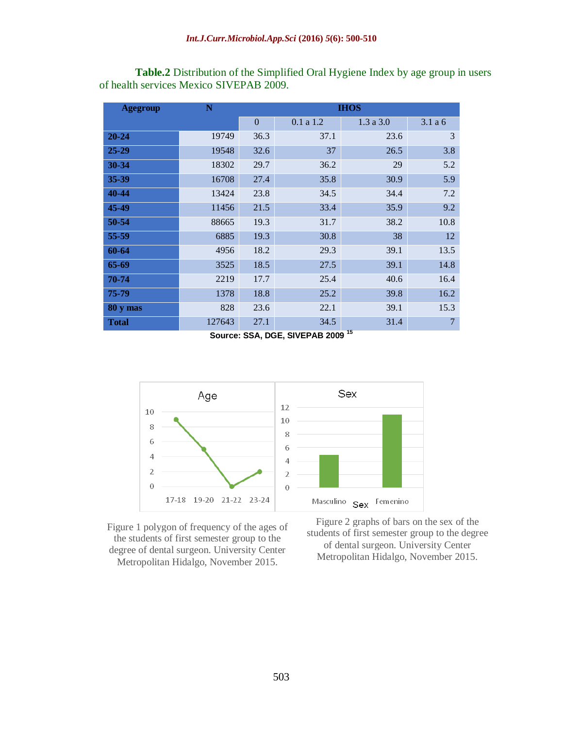**Table.2** Distribution of the Simplified Oral Hygiene Index by age group in users of health services Mexico SIVEPAB 2009.

| Agegroup | N | IHOS | | | |
|---|---|---|---|---|---|
| | | 0 | 0.1 a 1.2 | 1.3 a 3.0 | 3.1 a 6 |
| **20-24** | 19749 | 36.3 | 37.1 | 23.6 | 3 |
| **25-29** | 19548 | 32.6 | 37 | 26.5 | 3.8 |
| **30-34** | 18302 | 29.7 | 36.2 | 29 | 5.2 |
| **35-39** | 16708 | 27.4 | 35.8 | 30.9 | 5.9 |
| **40-44** | 13424 | 23.8 | 34.5 | 34.4 | 7.2 |
| **45-49** | 11456 | 21.5 | 33.4 | 35.9 | 9.2 |
| **50-54** | 88665 | 19.3 | 31.7 | 38.2 | 10.8 |
| **55-59** | 6885 | 19.3 | 30.8 | 38 | 12 |
| **60-64** | 4956 | 18.2 | 29.3 | 39.1 | 13.5 |
| **65-69** | 3525 | 18.5 | 27.5 | 39.1 | 14.8 |
| **70-74** | 2219 | 17.7 | 25.4 | 40.6 | 16.4 |
| **75-79** | 1378 | 18.8 | 25.2 | 39.8 | 16.2 |
| **80 y mas** | 828 | 23.6 | 22.1 | 39.1 | 15.3 |
| **Total** | 127643 | 27.1 | 34.5 | 31.4 | 7 |

**Source: SSA, DGE, SIVEPAB 2009** [15]

Figure 1 polygon of frequency of the ages of the students of first semester group to the degree of dental surgeon. University Center Metropolitan Hidalgo, November 2015.

Figure 2 graphs of bars on the sex of the students of first semester group to the degree of dental surgeon. University Center Metropolitan Hidalgo, November 2015.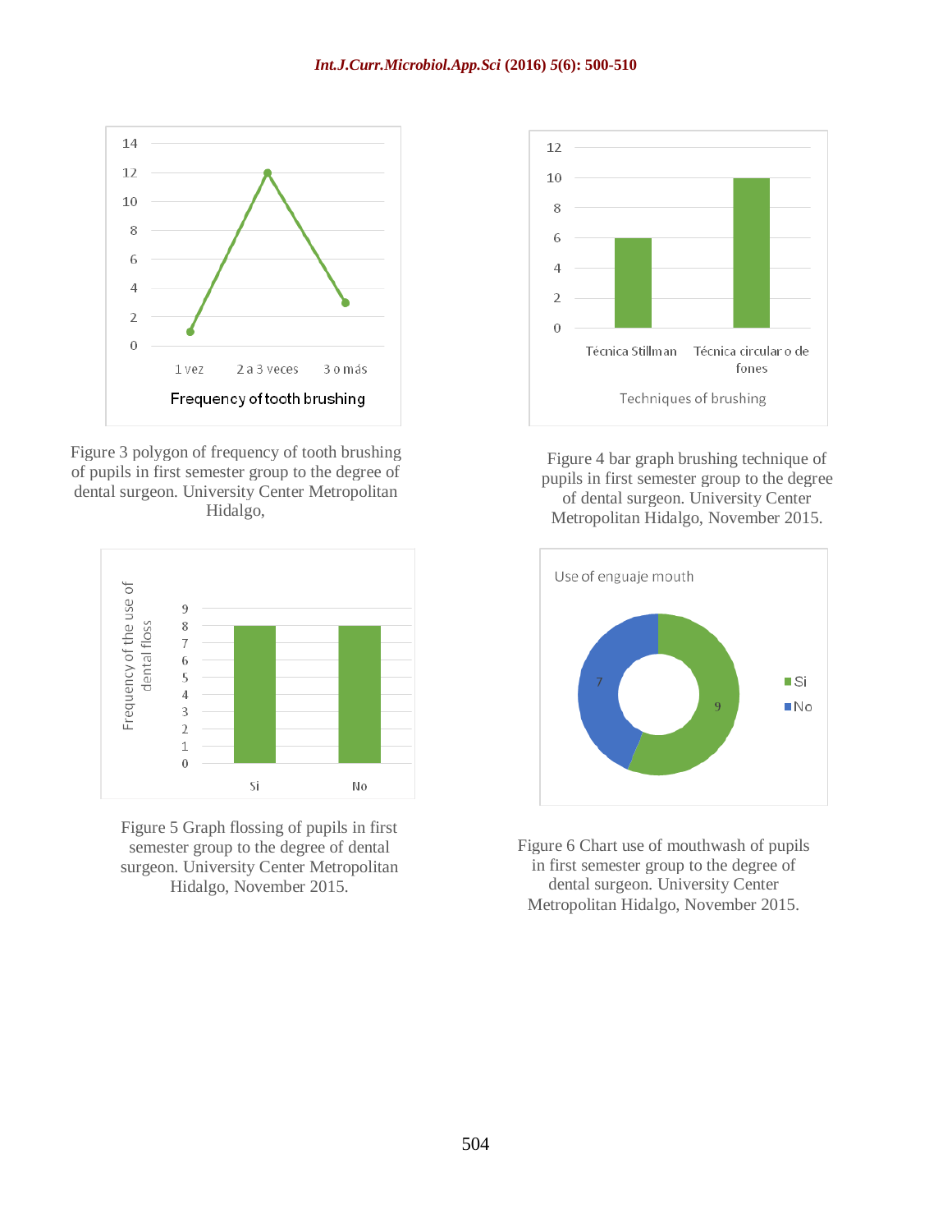Figure 3 polygon of frequency of tooth brushing of pupils in first semester group to the degree of dental surgeon. University Center Metropolitan Hidalgo,

Figure 4 bar graph brushing technique of pupils in first semester group to the degree of dental surgeon. University Center Metropolitan Hidalgo, November 2015.

Figure 5 Graph flossing of pupils in first semester group to the degree of dental surgeon. University Center Metropolitan Hidalgo, November 2015.

Figure 6 Chart use of mouthwash of pupils in first semester group to the degree of dental surgeon. University Center Metropolitan Hidalgo, November 2015.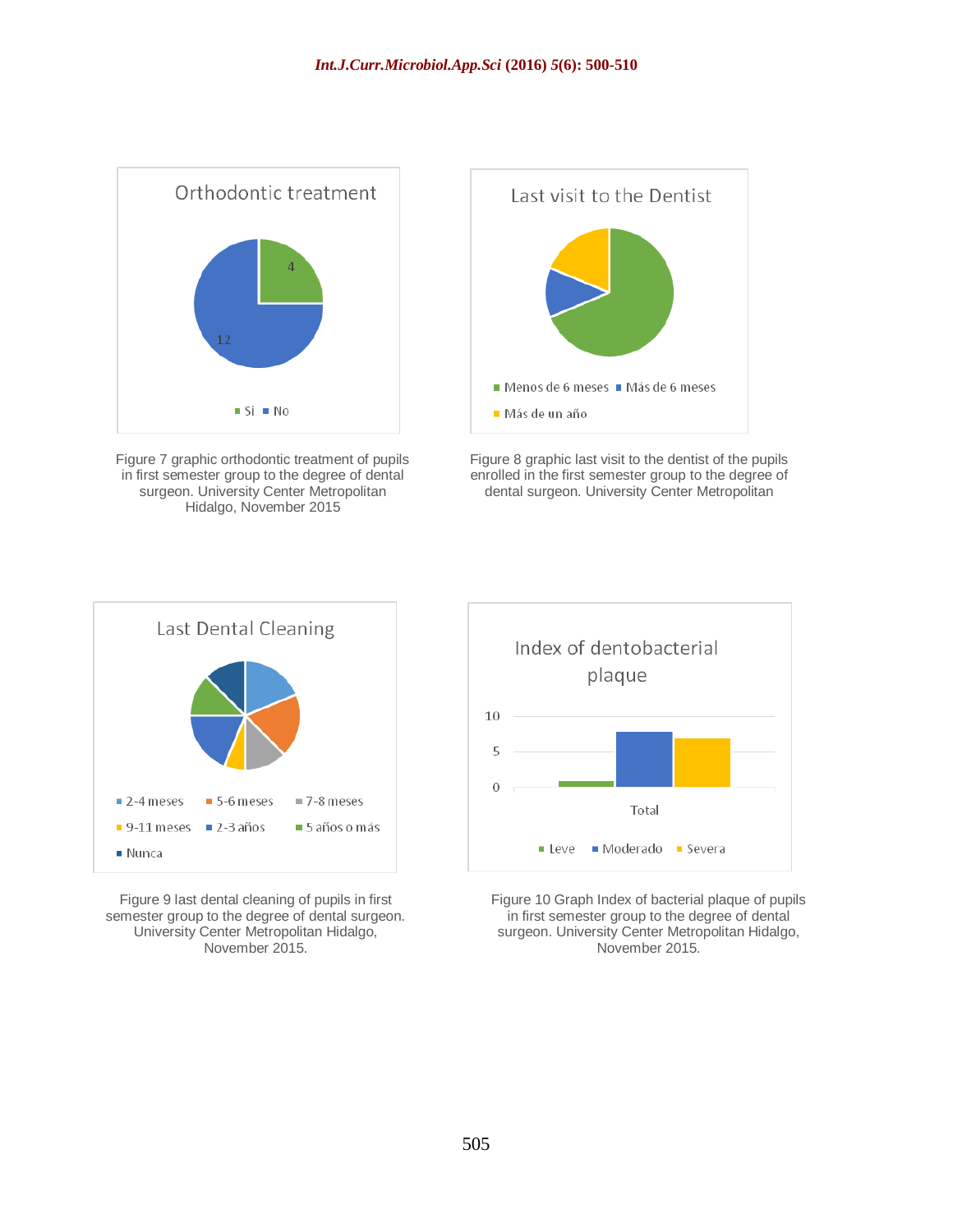Figure 7 graphic orthodontic treatment of pupils in first semester group to the degree of dental surgeon. University Center Metropolitan Hidalgo, November 2015

Figure 8 graphic last visit to the dentist of the pupils enrolled in the first semester group to the degree of dental surgeon. University Center Metropolitan

Figure 9 last dental cleaning of pupils in first semester group to the degree of dental surgeon. University Center Metropolitan Hidalgo, November 2015.

Figure 10 Graph Index of bacterial plaque of pupils in first semester group to the degree of dental surgeon. University Center Metropolitan Hidalgo, November 2015.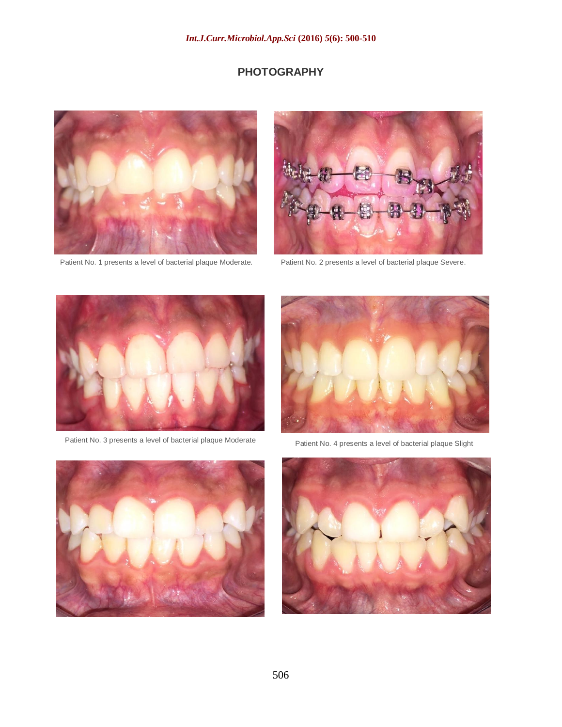## PHOTOGRAPHY

Patient No. 1 presents a level of bacterial plaque Moderate.

Patient No. 2 presents a level of bacterial plaque Severe.

Patient No. 3 presents a level of bacterial plaque Moderate

Patient No. 4 presents a level of bacterial plaque Slight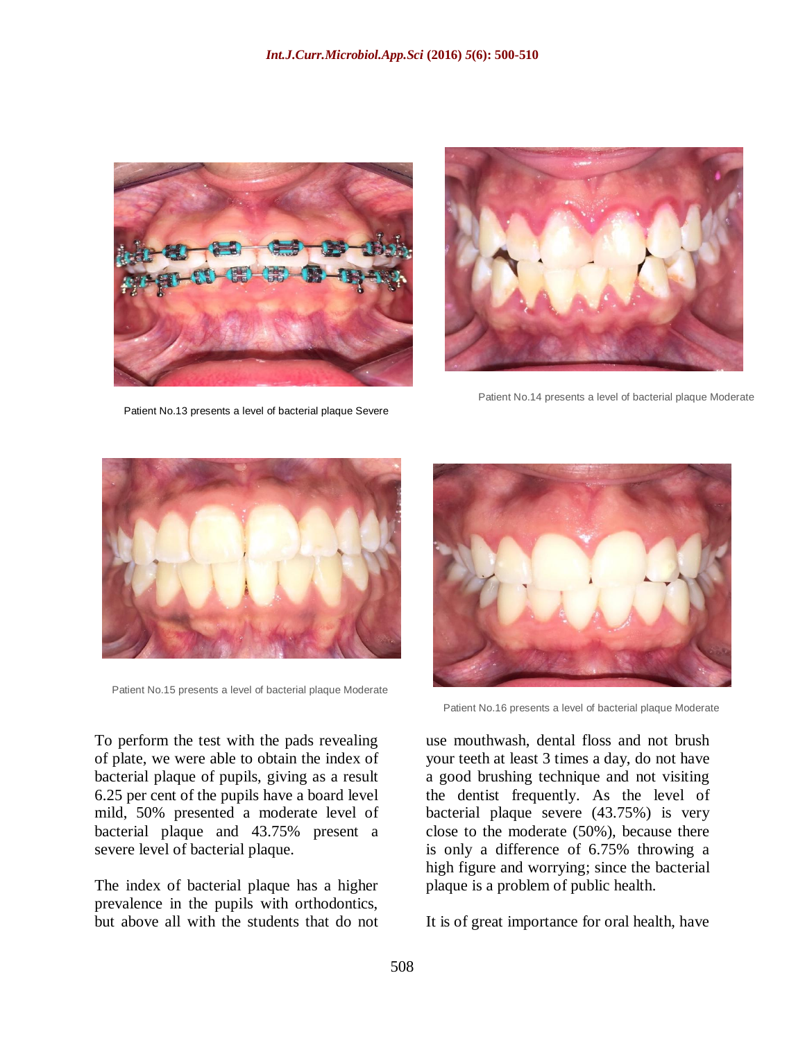Patient No.13 presents a level of bacterial plaque Severe

Patient No.14 presents a level of bacterial plaque Moderate

Patient No.15 presents a level of bacterial plaque Moderate

Patient No.16 presents a level of bacterial plaque Moderate

To perform the test with the pads revealing of plate, we were able to obtain the index of bacterial plaque of pupils, giving as a result 6.25 per cent of the pupils have a board level mild, 50% presented a moderate level of bacterial plaque and 43.75% present a severe level of bacterial plaque.

The index of bacterial plaque has a higher prevalence in the pupils with orthodontics, but above all with the students that do not use mouthwash, dental floss and not brush your teeth at least 3 times a day, do not have a good brushing technique and not visiting the dentist frequently. As the level of bacterial plaque severe (43.75%) is very close to the moderate (50%), because there is only a difference of 6.75% throwing a high figure and worrying; since the bacterial plaque is a problem of public health.

It is of great importance for oral health, have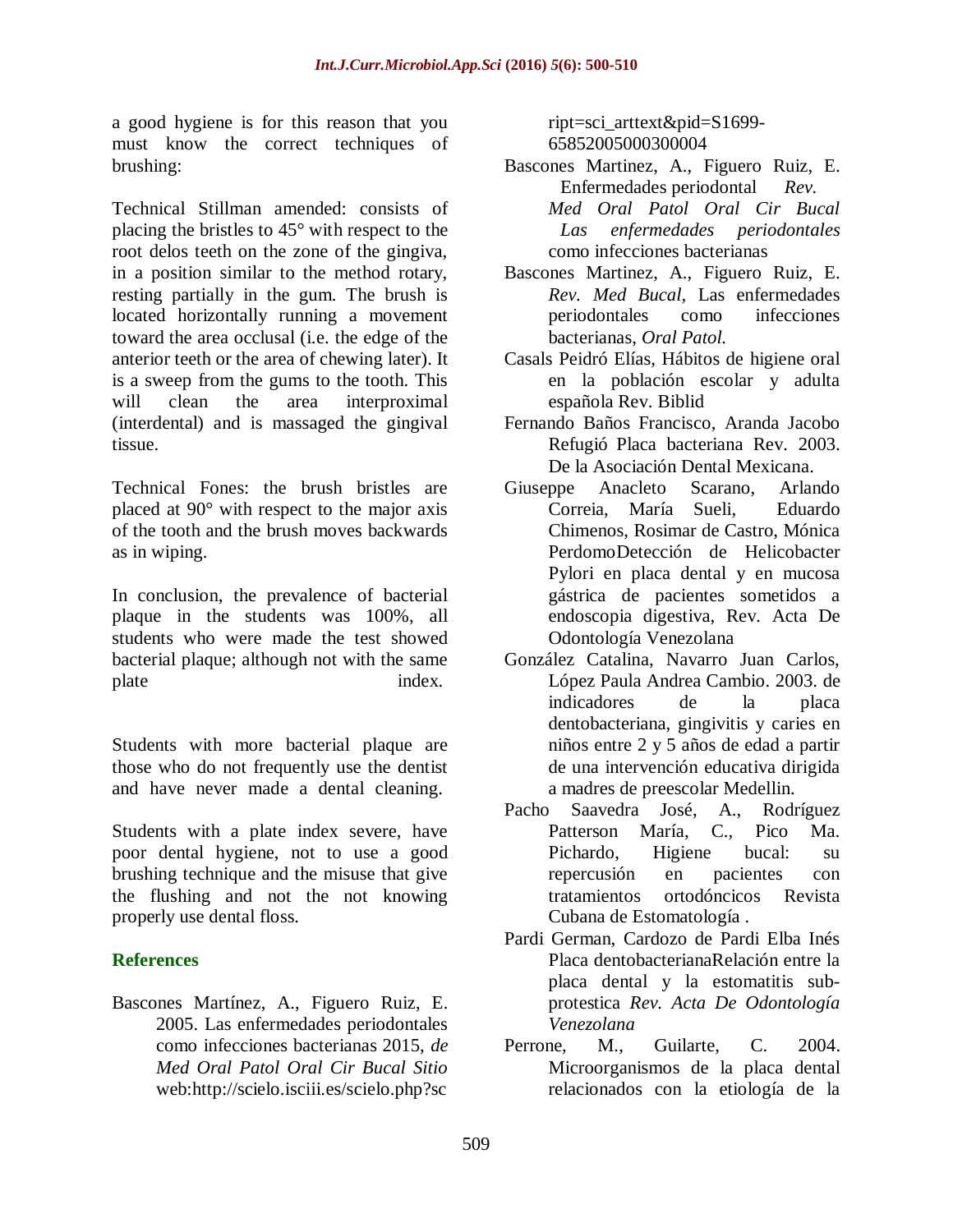a good hygiene is for this reason that you must know the correct techniques of brushing:

Technical Stillman amended: consists of placing the bristles to 45° with respect to the root delos teeth on the zone of the gingiva, in a position similar to the method rotary, resting partially in the gum. The brush is located horizontally running a movement toward the area occlusal (i.e. the edge of the anterior teeth or the area of chewing later). It is a sweep from the gums to the tooth. This will clean the area interproximal (interdental) and is massaged the gingival tissue.

Technical Fones: the brush bristles are placed at 90° with respect to the major axis of the tooth and the brush moves backwards as in wiping.

In conclusion, the prevalence of bacterial plaque in the students was 100%, all students who were made the test showed bacterial plaque; although not with the same plate index.

Students with more bacterial plaque are those who do not frequently use the dentist and have never made a dental cleaning.

Students with a plate index severe, have poor dental hygiene, not to use a good brushing technique and the misuse that give the flushing and not the not knowing properly use dental floss.

## References

Bascones Martínez, A., Figuero Ruiz, E. 2005. Las enfermedades periodontales como infecciones bacterianas 2015, *de Med Oral Patol Oral Cir Bucal Sitio* web:http://scielo.isciii.es/scielo.php?script=sci_arttext&pid=S1699-65852005000300004

Bascones Martinez, A., Figuero Ruiz, E. Enfermedades periodontal *Rev. Med Oral Patol Oral Cir Bucal Las enfermedades periodontales* como infecciones bacterianas

Bascones Martinez, A., Figuero Ruiz, E. *Rev. Med Bucal,* Las enfermedades periodontales como infecciones bacterianas, *Oral Patol.*

Casals Peidró Elías, Hábitos de higiene oral en la población escolar y adulta española Rev. Biblid

Fernando Baños Francisco, Aranda Jacobo Refugió Placa bacteriana Rev. 2003. De la Asociación Dental Mexicana.

Giuseppe Anacleto Scarano, Arlando Correia, María Sueli, Eduardo Chimenos, Rosimar de Castro, Mónica PerdomoDetección de Helicobacter Pylori en placa dental y en mucosa gástrica de pacientes sometidos a endoscopia digestiva, Rev. Acta De Odontología Venezolana

González Catalina, Navarro Juan Carlos, López Paula Andrea Cambio. 2003. de indicadores de la placa dentobacteriana, gingivitis y caries en niños entre 2 y 5 años de edad a partir de una intervención educativa dirigida a madres de preescolar Medellin.

Pacho Saavedra José, A., Rodríguez Patterson María, C., Pico Ma. Pichardo, Higiene bucal: su repercusión en pacientes con tratamientos ortodóncicos Revista Cubana de Estomatología .

Pardi German, Cardozo de Pardi Elba Inés Placa dentobacterianaRelación entre la placa dental y la estomatitis sub-protestica *Rev. Acta De Odontología Venezolana*

Perrone, M., Guilarte, C. 2004. Microorganismos de la placa dental relacionados con la etiología de la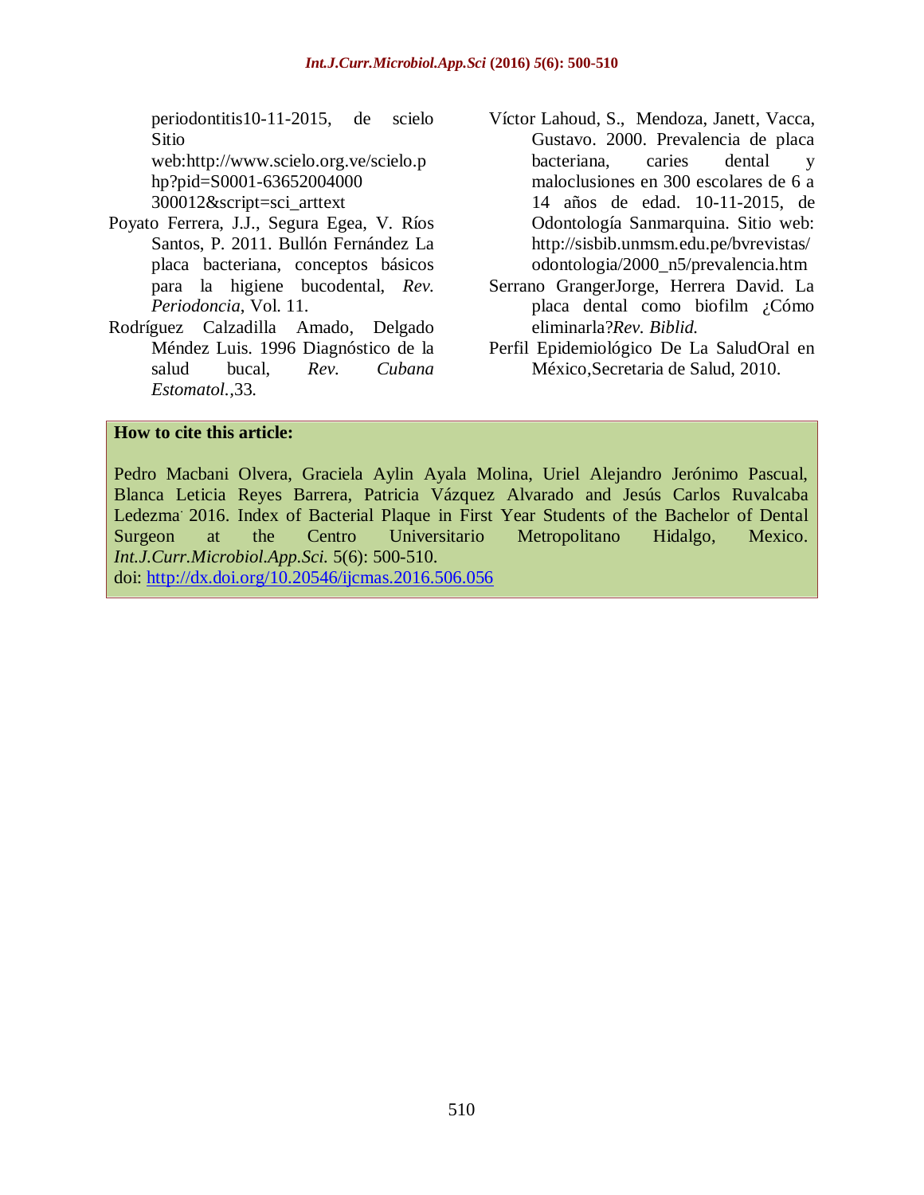periodontitis10-11-2015, de scielo Sitio web:http://www.scielo.org.ve/scielo.php?pid=S0001-63652004000300012&script=sci_arttext

Poyato Ferrera, J.J., Segura Egea, V. Ríos Santos, P. 2011. Bullón Fernández La placa bacteriana, conceptos básicos para la higiene bucodental, *Rev. Periodoncia*, Vol. 11.

Rodríguez Calzadilla Amado, Delgado Méndez Luis. 1996 Diagnóstico de la salud bucal, *Rev. Cubana Estomatol.*,33.

Víctor Lahoud, S., Mendoza, Janett, Vacca, Gustavo. 2000. Prevalencia de placa bacteriana, caries dental y maloclusiones en 300 escolares de 6 a 14 años de edad. 10-11-2015, de Odontología Sanmarquina. Sitio web: http://sisbib.unmsm.edu.pe/bvrevistas/odontologia/2000_n5/prevalencia.htm

Serrano GrangerJorge, Herrera David. La placa dental como biofilm ¿Cómo eliminarla?*Rev. Biblid.*

Perfil Epidemiológico De La SaludOral en México,Secretaria de Salud, 2010.

**How to cite this article:**

Pedro Macbani Olvera, Graciela Aylin Ayala Molina, Uriel Alejandro Jerónimo Pascual, Blanca Leticia Reyes Barrera, Patricia Vázquez Alvarado and Jesús Carlos Ruvalcaba Ledezma. 2016. Index of Bacterial Plaque in First Year Students of the Bachelor of Dental Surgeon at the Centro Universitario Metropolitano Hidalgo, Mexico. *Int.J.Curr.Microbiol.App.Sci.* 5(6): 500-510.
doi: http://dx.doi.org/10.20546/ijcmas.2016.506.056